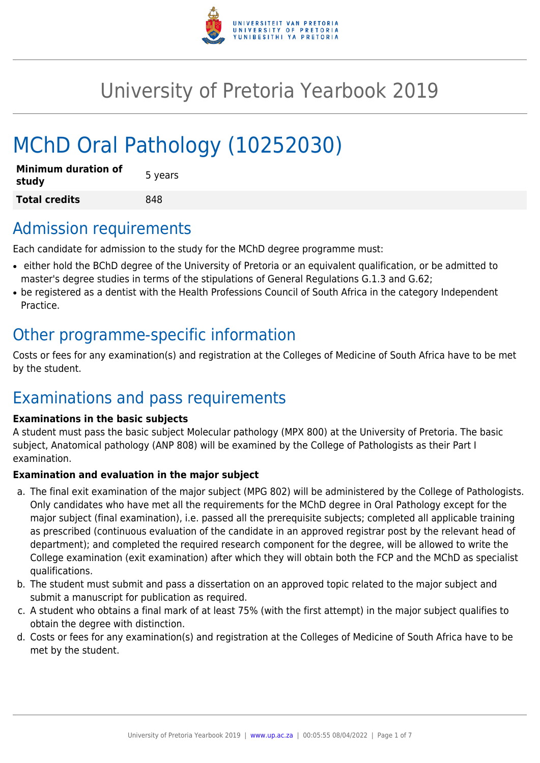# University of Pretoria Yearbook 2019

# MChD Oral Pathology (10252030)

| Minimum duration of study | 5 years |
|---|---|
| **Total credits** | 848 |

## Admission requirements

Each candidate for admission to the study for the MChD degree programme must:

- either hold the BChD degree of the University of Pretoria or an equivalent qualification, or be admitted to master's degree studies in terms of the stipulations of General Regulations G.1.3 and G.62;
- be registered as a dentist with the Health Professions Council of South Africa in the category Independent Practice.

## Other programme-specific information

Costs or fees for any examination(s) and registration at the Colleges of Medicine of South Africa have to be met by the student.

## Examinations and pass requirements

**Examinations in the basic subjects**

A student must pass the basic subject Molecular pathology (MPX 800) at the University of Pretoria. The basic subject, Anatomical pathology (ANP 808) will be examined by the College of Pathologists as their Part I examination.

**Examination and evaluation in the major subject**

a. The final exit examination of the major subject (MPG 802) will be administered by the College of Pathologists. Only candidates who have met all the requirements for the MChD degree in Oral Pathology except for the major subject (final examination), i.e. passed all the prerequisite subjects; completed all applicable training as prescribed (continuous evaluation of the candidate in an approved registrar post by the relevant head of department); and completed the required research component for the degree, will be allowed to write the College examination (exit examination) after which they will obtain both the FCP and the MChD as specialist qualifications.
b. The student must submit and pass a dissertation on an approved topic related to the major subject and submit a manuscript for publication as required.
c. A student who obtains a final mark of at least 75% (with the first attempt) in the major subject qualifies to obtain the degree with distinction.
d. Costs or fees for any examination(s) and registration at the Colleges of Medicine of South Africa have to be met by the student.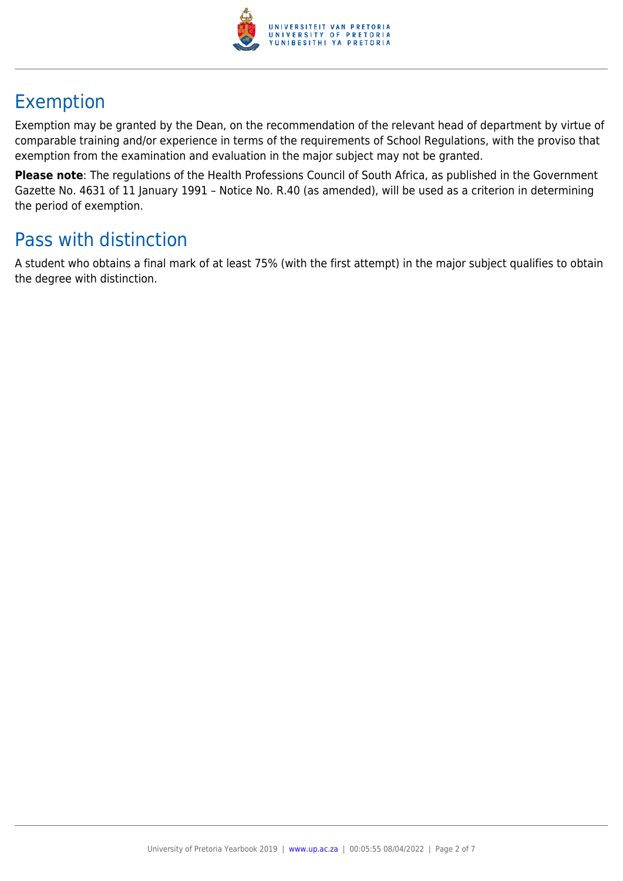## Exemption

Exemption may be granted by the Dean, on the recommendation of the relevant head of department by virtue of comparable training and/or experience in terms of the requirements of School Regulations, with the proviso that exemption from the examination and evaluation in the major subject may not be granted.

**Please note**: The regulations of the Health Professions Council of South Africa, as published in the Government Gazette No. 4631 of 11 January 1991 – Notice No. R.40 (as amended), will be used as a criterion in determining the period of exemption.

## Pass with distinction

A student who obtains a final mark of at least 75% (with the first attempt) in the major subject qualifies to obtain the degree with distinction.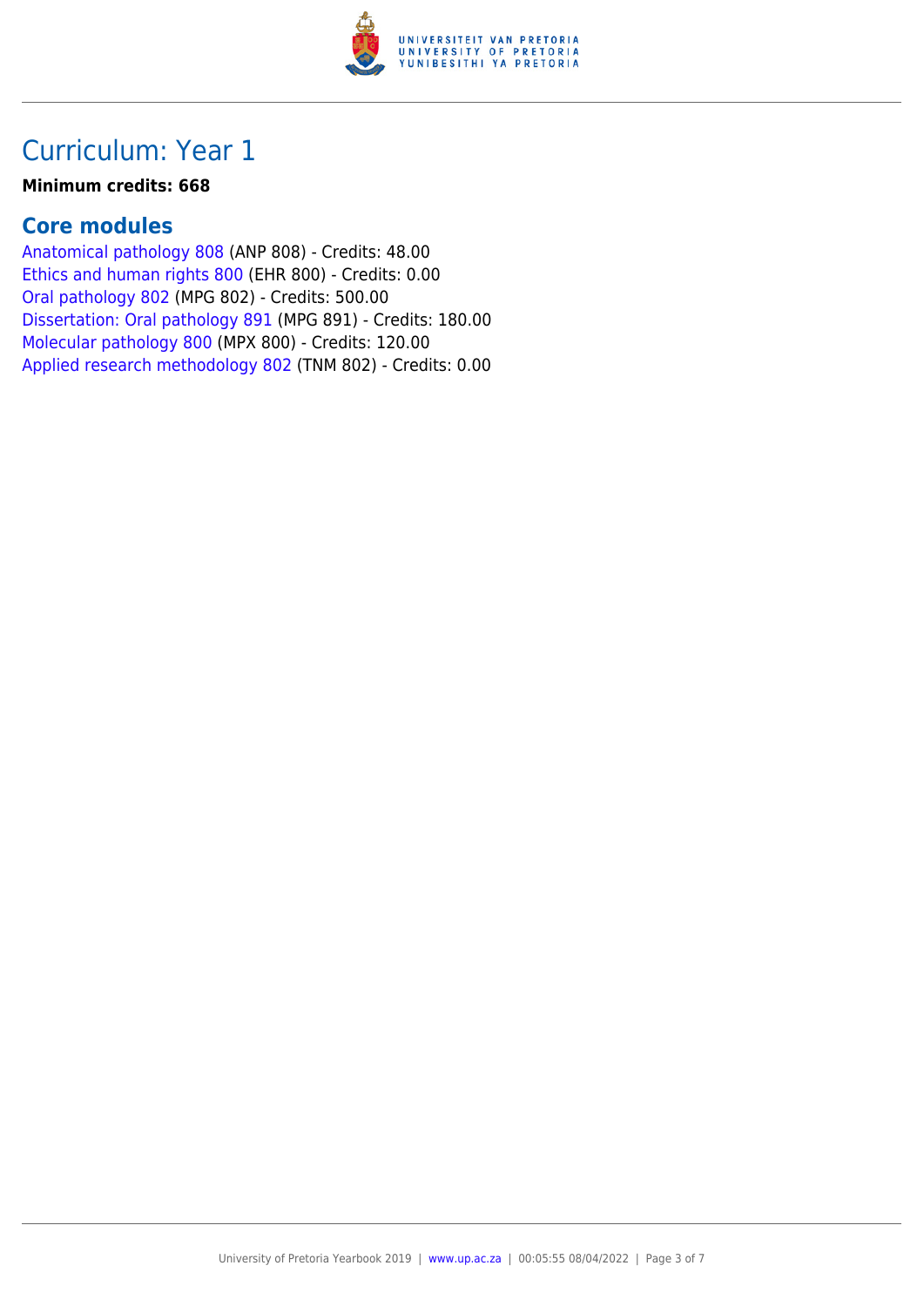# Curriculum: Year 1

**Minimum credits: 668**

## Core modules

Anatomical pathology 808 (ANP 808) - Credits: 48.00
Ethics and human rights 800 (EHR 800) - Credits: 0.00
Oral pathology 802 (MPG 802) - Credits: 500.00
Dissertation: Oral pathology 891 (MPG 891) - Credits: 180.00
Molecular pathology 800 (MPX 800) - Credits: 120.00
Applied research methodology 802 (TNM 802) - Credits: 0.00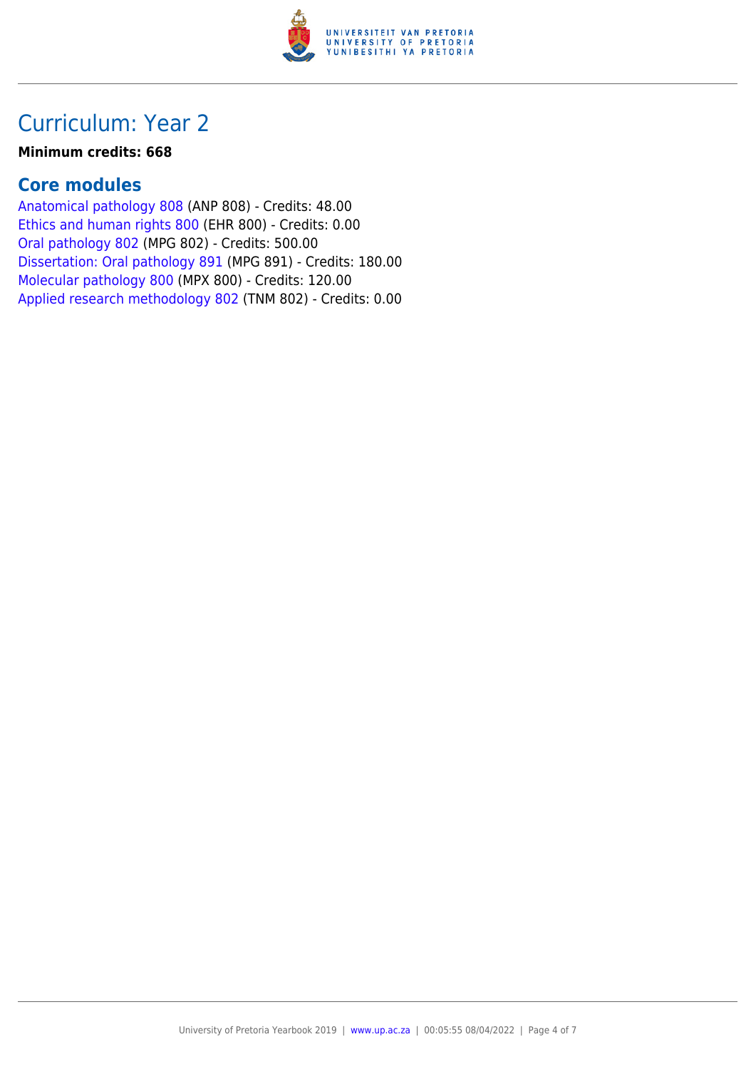# Curriculum: Year 2

**Minimum credits: 668**

## Core modules

Anatomical pathology 808 (ANP 808) - Credits: 48.00
Ethics and human rights 800 (EHR 800) - Credits: 0.00
Oral pathology 802 (MPG 802) - Credits: 500.00
Dissertation: Oral pathology 891 (MPG 891) - Credits: 180.00
Molecular pathology 800 (MPX 800) - Credits: 120.00
Applied research methodology 802 (TNM 802) - Credits: 0.00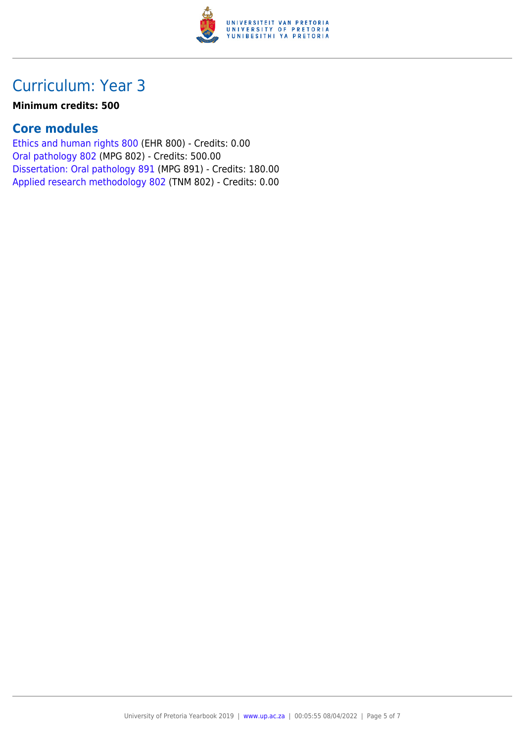## Curriculum: Year 3

**Minimum credits: 500**

### Core modules

Ethics and human rights 800 (EHR 800) - Credits: 0.00
Oral pathology 802 (MPG 802) - Credits: 500.00
Dissertation: Oral pathology 891 (MPG 891) - Credits: 180.00
Applied research methodology 802 (TNM 802) - Credits: 0.00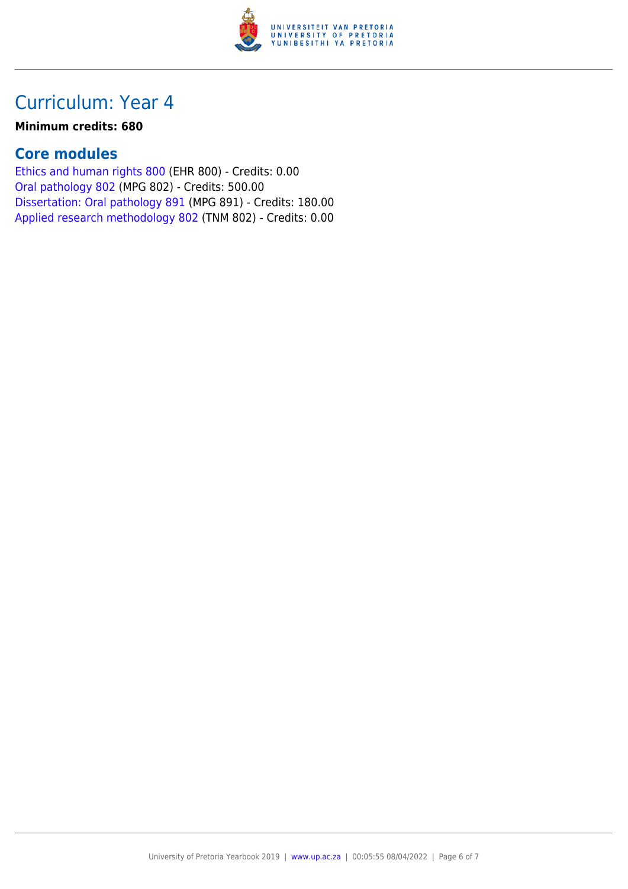# Curriculum: Year 4

**Minimum credits: 680**

## Core modules

Ethics and human rights 800 (EHR 800) - Credits: 0.00
Oral pathology 802 (MPG 802) - Credits: 500.00
Dissertation: Oral pathology 891 (MPG 891) - Credits: 180.00
Applied research methodology 802 (TNM 802) - Credits: 0.00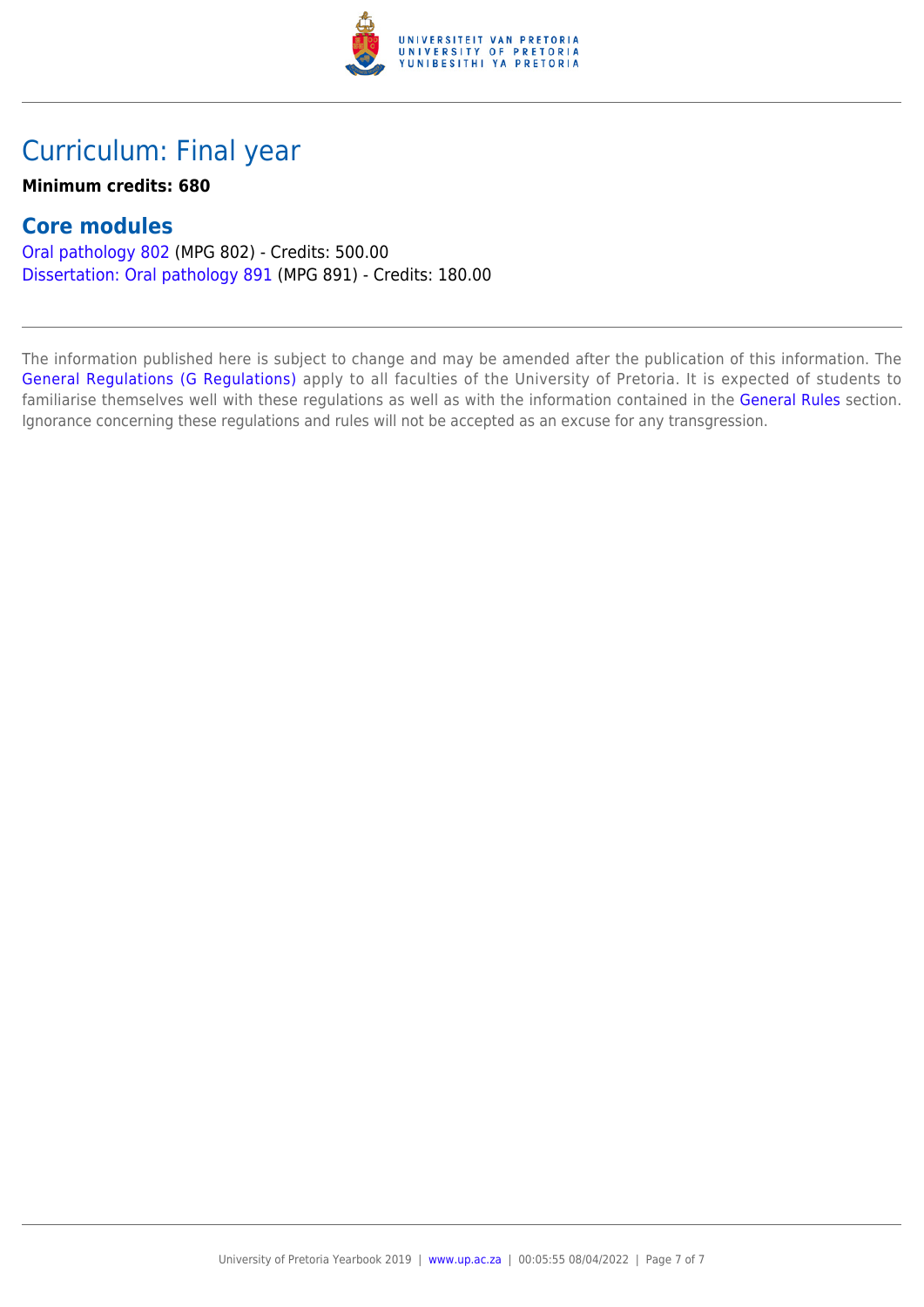## Curriculum: Final year

**Minimum credits: 680**

### Core modules

Oral pathology 802 (MPG 802) - Credits: 500.00
Dissertation: Oral pathology 891 (MPG 891) - Credits: 180.00

The information published here is subject to change and may be amended after the publication of this information. The General Regulations (G Regulations) apply to all faculties of the University of Pretoria. It is expected of students to familiarise themselves well with these regulations as well as with the information contained in the General Rules section. Ignorance concerning these regulations and rules will not be accepted as an excuse for any transgression.